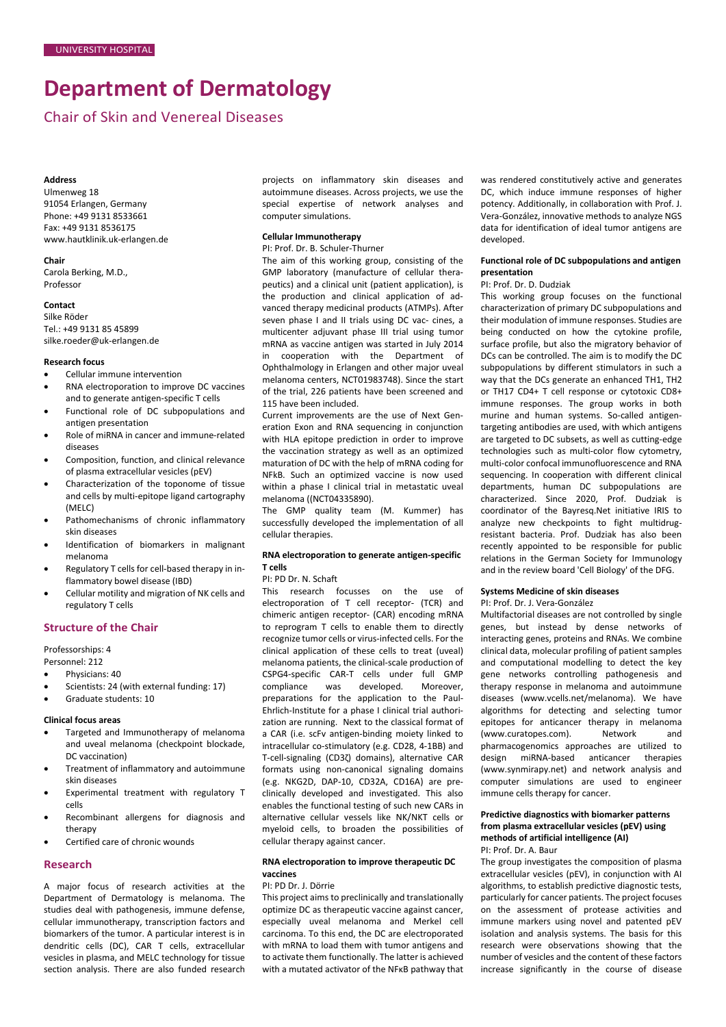UNIVERSITY HOSPITAL

# Department of Dermatology

## Chair of Skin and Venereal Diseases

**Address**
Ulmenweg 18
91054 Erlangen, Germany
Phone: +49 9131 8533661
Fax: +49 9131 8536175
www.hautklinik.uk-erlangen.de

**Chair**
Carola Berking, M.D.,
Professor

**Contact**
Silke Röder
Tel.: +49 9131 85 45899
silke.roeder@uk-erlangen.de

**Research focus**

- Cellular immune intervention
- RNA electroporation to improve DC vaccines and to generate antigen-specific T cells
- Functional role of DC subpopulations and antigen presentation
- Role of miRNA in cancer and immune-related diseases
- Composition, function, and clinical relevance of plasma extracellular vesicles (pEV)
- Characterization of the toponome of tissue and cells by multi-epitope ligand cartography (MELC)
- Pathomechanisms of chronic inflammatory skin diseases
- Identification of biomarkers in malignant melanoma
- Regulatory T cells for cell-based therapy in inflammatory bowel disease (IBD)
- Cellular motility and migration of NK cells and regulatory T cells

## Structure of the Chair

Professorships: 4
Personnel: 212

- Physicians: 40
- Scientists: 24 (with external funding: 17)
- Graduate students: 10

**Clinical focus areas**

- Targeted and Immunotherapy of melanoma and uveal melanoma (checkpoint blockade, DC vaccination)
- Treatment of inflammatory and autoimmune skin diseases
- Experimental treatment with regulatory T cells
- Recombinant allergens for diagnosis and therapy
- Certified care of chronic wounds

## Research

A major focus of research activities at the Department of Dermatology is melanoma. The studies deal with pathogenesis, immune defense, cellular immunotherapy, transcription factors and biomarkers of the tumor. A particular interest is in dendritic cells (DC), CAR T cells, extracellular vesicles in plasma, and MELC technology for tissue section analysis. There are also funded research projects on inflammatory skin diseases and autoimmune diseases. Across projects, we use the special expertise of network analyses and computer simulations.

### Cellular Immunotherapy

PI: Prof. Dr. B. Schuler-Thurner

The aim of this working group, consisting of the GMP laboratory (manufacture of cellular therapeutics) and a clinical unit (patient application), is the production and clinical application of advanced therapy medicinal products (ATMPs). After seven phase I and II trials using DC vac- cines, a multicenter adjuvant phase III trial using tumor mRNA as vaccine antigen was started in July 2014 in cooperation with the Department of Ophthalmology in Erlangen and other major uveal melanoma centers, NCT01983748). Since the start of the trial, 226 patients have been screened and 115 have been included.

Current improvements are the use of Next Generation Exon and RNA sequencing in conjunction with HLA epitope prediction in order to improve the vaccination strategy as well as an optimized maturation of DC with the help of mRNA coding for NFκB. Such an optimized vaccine is now used within a phase I clinical trial in metastatic uveal melanoma ((NCT04335890).

The GMP quality team (M. Kummer) has successfully developed the implementation of all cellular therapies.

### RNA electroporation to generate antigen-specific T cells

PI: PD Dr. N. Schaft

This research focusses on the use of electroporation of T cell receptor- (TCR) and chimeric antigen receptor- (CAR) encoding mRNA to reprogram T cells to enable them to directly recognize tumor cells or virus-infected cells. For the clinical application of these cells to treat (uveal) melanoma patients, the clinical-scale production of CSPG4-specific CAR-T cells under full GMP compliance was developed. Moreover, preparations for the application to the Paul-Ehrlich-Institute for a phase I clinical trial authorization are running. Next to the classical format of a CAR (i.e. scFv antigen-binding moiety linked to intracellular co-stimulatory (e.g. CD28, 4-1BB) and T-cell-signaling (CD3ζ) domains), alternative CAR formats using non-canonical signaling domains (e.g. NKG2D, DAP-10, CD32A, CD16A) are pre-clinically developed and investigated. This also enables the functional testing of such new CARs in alternative cellular vessels like NK/NKT cells or myeloid cells, to broaden the possibilities of cellular therapy against cancer.

### RNA electroporation to improve therapeutic DC vaccines

PI: PD Dr. J. Dörrie

This project aims to preclinically and translationally optimize DC as therapeutic vaccine against cancer, especially uveal melanoma and Merkel cell carcinoma. To this end, the DC are electroporated with mRNA to load them with tumor antigens and to activate them functionally. The latter is achieved with a mutated activator of the NFκB pathway that was rendered constitutively active and generates DC, which induce immune responses of higher potency. Additionally, in collaboration with Prof. J. Vera-González, innovative methods to analyze NGS data for identification of ideal tumor antigens are developed.

### Functional role of DC subpopulations and antigen presentation

PI: Prof. Dr. D. Dudziak

This working group focuses on the functional characterization of primary DC subpopulations and their modulation of immune responses. Studies are being conducted on how the cytokine profile, surface profile, but also the migratory behavior of DCs can be controlled. The aim is to modify the DC subpopulations by different stimulators in such a way that the DCs generate an enhanced TH1, TH2 or TH17 CD4+ T cell response or cytotoxic CD8+ immune responses. The group works in both murine and human systems. So-called antigen-targeting antibodies are used, with which antigens are targeted to DC subsets, as well as cutting-edge technologies such as multi-color flow cytometry, multi-color confocal immunofluorescence and RNA sequencing. In cooperation with different clinical departments, human DC subpopulations are characterized. Since 2020, Prof. Dudziak is coordinator of the Bayresq.Net initiative IRIS to analyze new checkpoints to fight multidrug-resistant bacteria. Prof. Dudziak has also been recently appointed to be responsible for public relations in the German Society for Immunology and in the review board 'Cell Biology' of the DFG.

### Systems Medicine of skin diseases

PI: Prof. Dr. J. Vera-González

Multifactorial diseases are not controlled by single genes, but instead by dense networks of interacting genes, proteins and RNAs. We combine clinical data, molecular profiling of patient samples and computational modelling to detect the key gene networks controlling pathogenesis and therapy response in melanoma and autoimmune diseases (www.vcells.net/melanoma). We have algorithms for detecting and selecting tumor epitopes for anticancer therapy in melanoma (www.curatopes.com). Network and pharmacogenomics approaches are utilized to design miRNA-based anticancer therapies (www.synmirapy.net) and network analysis and computer simulations are used to engineer immune cells therapy for cancer.

### Predictive diagnostics with biomarker patterns from plasma extracellular vesicles (pEV) using methods of artificial intelligence (AI)

PI: Prof. Dr. A. Baur

The group investigates the composition of plasma extracellular vesicles (pEV), in conjunction with AI algorithms, to establish predictive diagnostic tests, particularly for cancer patients. The project focuses on the assessment of protease activities and immune markers using novel and patented pEV isolation and analysis systems. The basis for this research were observations showing that the number of vesicles and the content of these factors increase significantly in the course of disease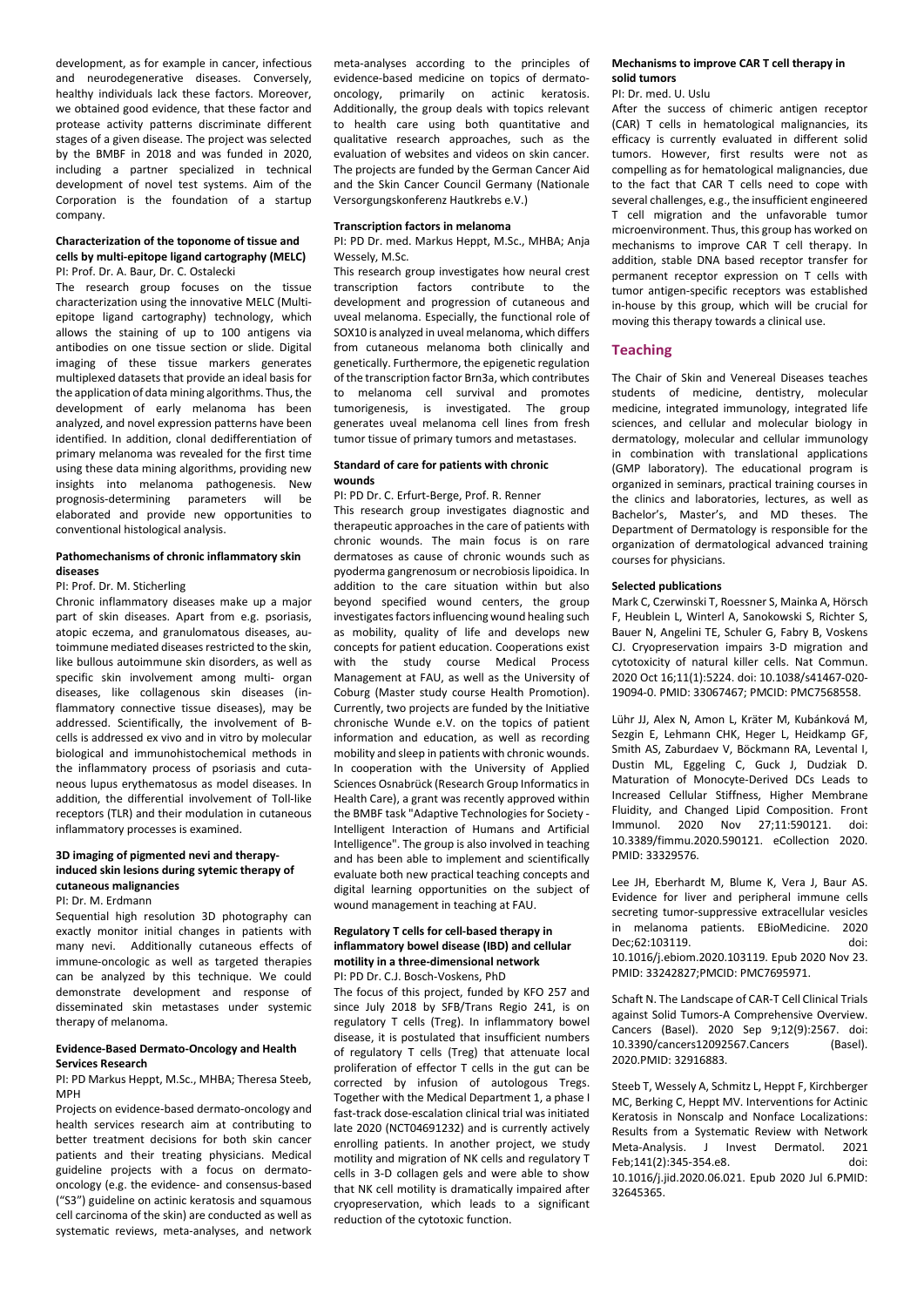development, as for example in cancer, infectious and neurodegenerative diseases. Conversely, healthy individuals lack these factors. Moreover, we obtained good evidence, that these factor and protease activity patterns discriminate different stages of a given disease. The project was selected by the BMBF in 2018 and was funded in 2020, including a partner specialized in technical development of novel test systems. Aim of the Corporation is the foundation of a startup company.

#### Characterization of the toponome of tissue and cells by multi-epitope ligand cartography (MELC)

PI: Prof. Dr. A. Baur, Dr. C. Ostalecki

The research group focuses on the tissue characterization using the innovative MELC (Multi-epitope ligand cartography) technology, which allows the staining of up to 100 antigens via antibodies on one tissue section or slide. Digital imaging of these tissue markers generates multiplexed datasets that provide an ideal basis for the application of data mining algorithms. Thus, the development of early melanoma has been analyzed, and novel expression patterns have been identified. In addition, clonal dedifferentiation of primary melanoma was revealed for the first time using these data mining algorithms, providing new insights into melanoma pathogenesis. New prognosis-determining parameters will be elaborated and provide new opportunities to conventional histological analysis.

#### Pathomechanisms of chronic inflammatory skin diseases

PI: Prof. Dr. M. Sticherling

Chronic inflammatory diseases make up a major part of skin diseases. Apart from e.g. psoriasis, atopic eczema, and granulomatous diseases, autoimmune mediated diseases restricted to the skin, like bullous autoimmune skin disorders, as well as specific skin involvement among multi- organ diseases, like collagenous skin diseases (inflammatory connective tissue diseases), may be addressed. Scientifically, the involvement of B-cells is addressed ex vivo and in vitro by molecular biological and immunohistochemical methods in the inflammatory process of psoriasis and cutaneous lupus erythematosus as model diseases. In addition, the differential involvement of Toll-like receptors (TLR) and their modulation in cutaneous inflammatory processes is examined.

#### 3D imaging of pigmented nevi and therapy-induced skin lesions during sytemic therapy of cutaneous malignancies

PI: Dr. M. Erdmann

Sequential high resolution 3D photography can exactly monitor initial changes in patients with many nevi. Additionally cutaneous effects of immune-oncologic as well as targeted therapies can be analyzed by this technique. We could demonstrate development and response of disseminated skin metastases under systemic therapy of melanoma.

#### Evidence-Based Dermato-Oncology and Health Services Research

PI: PD Markus Heppt, M.Sc., MHBA; Theresa Steeb, MPH

Projects on evidence-based dermato-oncology and health services research aim at contributing to better treatment decisions for both skin cancer patients and their treating physicians. Medical guideline projects with a focus on dermato-oncology (e.g. the evidence- and consensus-based ("S3") guideline on actinic keratosis and squamous cell carcinoma of the skin) are conducted as well as systematic reviews, meta-analyses, and network meta-analyses according to the principles of evidence-based medicine on topics of dermato-oncology, primarily on actinic keratosis. Additionally, the group deals with topics relevant to health care using both quantitative and qualitative research approaches, such as the evaluation of websites and videos on skin cancer. The projects are funded by the German Cancer Aid and the Skin Cancer Council Germany (Nationale Versorgungskonferenz Hautkrebs e.V.)

#### Transcription factors in melanoma

PI: PD Dr. med. Markus Heppt, M.Sc., MHBA; Anja Wessely, M.Sc.

This research group investigates how neural crest transcription factors contribute to the development and progression of cutaneous and uveal melanoma. Especially, the functional role of SOX10 is analyzed in uveal melanoma, which differs from cutaneous melanoma both clinically and genetically. Furthermore, the epigenetic regulation of the transcription factor Brn3a, which contributes to melanoma cell survival and promotes tumorigenesis, is investigated. The group generates uveal melanoma cell lines from fresh tumor tissue of primary tumors and metastases.

#### Standard of care for patients with chronic wounds

PI: PD Dr. C. Erfurt-Berge, Prof. R. Renner

This research group investigates diagnostic and therapeutic approaches in the care of patients with chronic wounds. The main focus is on rare dermatoses as cause of chronic wounds such as pyoderma gangrenosum or necrobiosis lipoidica. In addition to the care situation within but also beyond specified wound centers, the group investigates factors influencing wound healing such as mobility, quality of life and develops new concepts for patient education. Cooperations exist with the study course Medical Process Management at FAU, as well as the University of Coburg (Master study course Health Promotion). Currently, two projects are funded by the Initiative chronische Wunde e.V. on the topics of patient information and education, as well as recording mobility and sleep in patients with chronic wounds. In cooperation with the University of Applied Sciences Osnabrück (Research Group Informatics in Health Care), a grant was recently approved within the BMBF task "Adaptive Technologies for Society - Intelligent Interaction of Humans and Artificial Intelligence". The group is also involved in teaching and has been able to implement and scientifically evaluate both new practical teaching concepts and digital learning opportunities on the subject of wound management in teaching at FAU.

#### Regulatory T cells for cell-based therapy in inflammatory bowel disease (IBD) and cellular motility in a three-dimensional network

PI: PD Dr. C.J. Bosch-Voskens, PhD

The focus of this project, funded by KFO 257 and since July 2018 by SFB/Trans Regio 241, is on regulatory T cells (Treg). In inflammatory bowel disease, it is postulated that insufficient numbers of regulatory T cells (Treg) that attenuate local proliferation of effector T cells in the gut can be corrected by infusion of autologous Tregs. Together with the Medical Department 1, a phase I fast-track dose-escalation clinical trial was initiated late 2020 (NCT04691232) and is currently actively enrolling patients. In another project, we study motility and migration of NK cells and regulatory T cells in 3-D collagen gels and were able to show that NK cell motility is dramatically impaired after cryopreservation, which leads to a significant reduction of the cytotoxic function.

#### Mechanisms to improve CAR T cell therapy in solid tumors

PI: Dr. med. U. Uslu

After the success of chimeric antigen receptor (CAR) T cells in hematological malignancies, its efficacy is currently evaluated in different solid tumors. However, first results were not as compelling as for hematological malignancies, due to the fact that CAR T cells need to cope with several challenges, e.g., the insufficient engineered T cell migration and the unfavorable tumor microenvironment. Thus, this group has worked on mechanisms to improve CAR T cell therapy. In addition, stable DNA based receptor transfer for permanent receptor expression on T cells with tumor antigen-specific receptors was established in-house by this group, which will be crucial for moving this therapy towards a clinical use.

## Teaching

The Chair of Skin and Venereal Diseases teaches students of medicine, dentistry, molecular medicine, integrated immunology, integrated life sciences, and cellular and molecular biology in dermatology, molecular and cellular immunology in combination with translational applications (GMP laboratory). The educational program is organized in seminars, practical training courses in the clinics and laboratories, lectures, as well as Bachelor's, Master's, and MD theses. The Department of Dermatology is responsible for the organization of dermatological advanced training courses for physicians.

#### Selected publications

Mark C, Czerwinski T, Roessner S, Mainka A, Hörsch F, Heublein L, Winterl A, Sanokowski S, Richter S, Bauer N, Angelini TE, Schuler G, Fabry B, Voskens CJ. Cryopreservation impairs 3-D migration and cytotoxicity of natural killer cells. Nat Commun. 2020 Oct 16;11(1):5224. doi: 10.1038/s41467-020-19094-0. PMID: 33067467; PMCID: PMC7568558.

Lühr JJ, Alex N, Amon L, Kräter M, Kubánková M, Sezgin E, Lehmann CHK, Heger L, Heidkamp GF, Smith AS, Zaburdaev V, Böckmann RA, Levental I, Dustin ML, Eggeling C, Guck J, Dudziak D. Maturation of Monocyte-Derived DCs Leads to Increased Cellular Stiffness, Higher Membrane Fluidity, and Changed Lipid Composition. Front Immunol. 2020 Nov 27;11:590121. doi: 10.3389/fimmu.2020.590121. eCollection 2020. PMID: 33329576.

Lee JH, Eberhardt M, Blume K, Vera J, Baur AS. Evidence for liver and peripheral immune cells secreting tumor-suppressive extracellular vesicles in melanoma patients. EBioMedicine. 2020 Dec;62:103119. doi: 10.1016/j.ebiom.2020.103119. Epub 2020 Nov 23. PMID: 33242827;PMCID: PMC7695971.

Schaft N. The Landscape of CAR-T Cell Clinical Trials against Solid Tumors-A Comprehensive Overview. Cancers (Basel). 2020 Sep 9;12(9):2567. doi: 10.3390/cancers12092567.Cancers (Basel). 2020.PMID: 32916883.

Steeb T, Wessely A, Schmitz L, Heppt F, Kirchberger MC, Berking C, Heppt MV. Interventions for Actinic Keratosis in Nonscalp and Nonface Localizations: Results from a Systematic Review with Network Meta-Analysis. J Invest Dermatol. 2021 Feb;141(2):345-354.e8. doi: 10.1016/j.jid.2020.06.021. Epub 2020 Jul 6.PMID: 32645365.